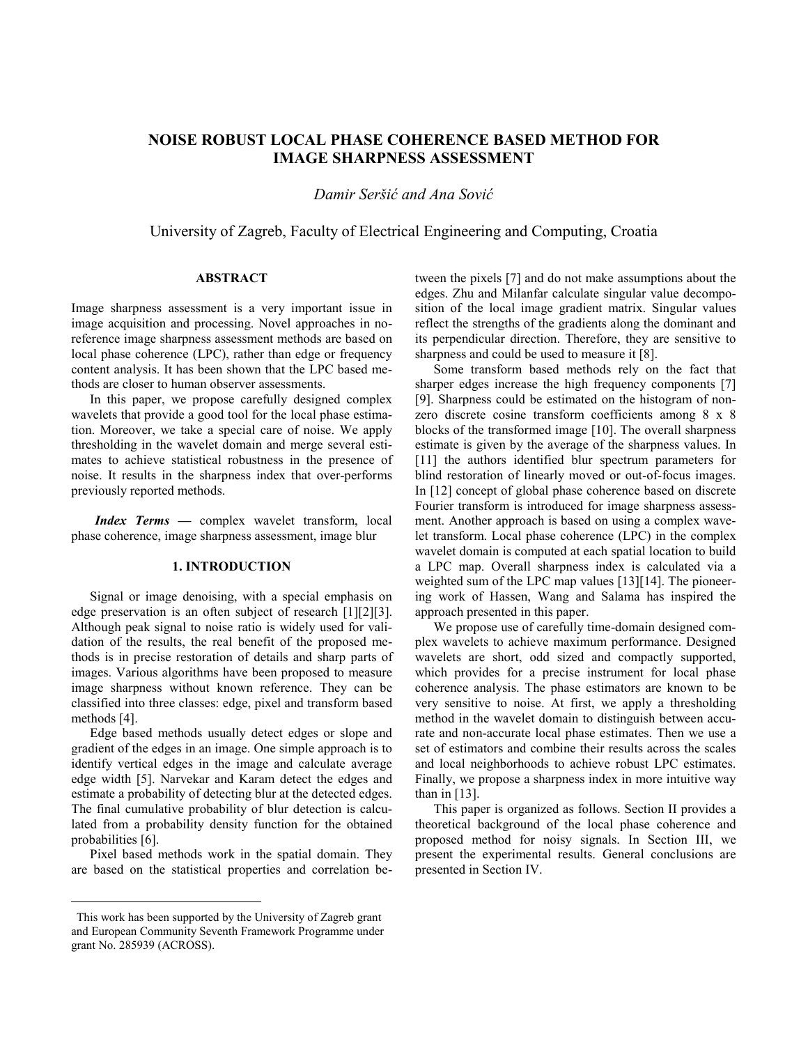# NOISE ROBUST LOCAL PHASE COHERENCE BASED METHOD FOR IMAGE SHARPNESS ASSESSMENT

*Damir Seršić and Ana Sović*

University of Zagreb, Faculty of Electrical Engineering and Computing, Croatia

## ABSTRACT

Image sharpness assessment is a very important issue in image acquisition and processing. Novel approaches in no-reference image sharpness assessment methods are based on local phase coherence (LPC), rather than edge or frequency content analysis. It has been shown that the LPC based methods are closer to human observer assessments.

In this paper, we propose carefully designed complex wavelets that provide a good tool for the local phase estimation. Moreover, we take a special care of noise. We apply thresholding in the wavelet domain and merge several estimates to achieve statistical robustness in the presence of noise. It results in the sharpness index that over-performs previously reported methods.

***Index Terms*** **—** complex wavelet transform, local phase coherence, image sharpness assessment, image blur

## 1. INTRODUCTION

Signal or image denoising, with a special emphasis on edge preservation is an often subject of research [1][2][3]. Although peak signal to noise ratio is widely used for validation of the results, the real benefit of the proposed methods is in precise restoration of details and sharp parts of images. Various algorithms have been proposed to measure image sharpness without known reference. They can be classified into three classes: edge, pixel and transform based methods [4].

Edge based methods usually detect edges or slope and gradient of the edges in an image. One simple approach is to identify vertical edges in the image and calculate average edge width [5]. Narvekar and Karam detect the edges and estimate a probability of detecting blur at the detected edges. The final cumulative probability of blur detection is calculated from a probability density function for the obtained probabilities [6].

Pixel based methods work in the spatial domain. They are based on the statistical properties and correlation between the pixels [7] and do not make assumptions about the edges. Zhu and Milanfar calculate singular value decomposition of the local image gradient matrix. Singular values reflect the strengths of the gradients along the dominant and its perpendicular direction. Therefore, they are sensitive to sharpness and could be used to measure it [8].

Some transform based methods rely on the fact that sharper edges increase the high frequency components [7][9]. Sharpness could be estimated on the histogram of non-zero discrete cosine transform coefficients among 8 x 8 blocks of the transformed image [10]. The overall sharpness estimate is given by the average of the sharpness values. In [11] the authors identified blur spectrum parameters for blind restoration of linearly moved or out-of-focus images. In [12] concept of global phase coherence based on discrete Fourier transform is introduced for image sharpness assessment. Another approach is based on using a complex wavelet transform. Local phase coherence (LPC) in the complex wavelet domain is computed at each spatial location to build a LPC map. Overall sharpness index is calculated via a weighted sum of the LPC map values [13][14]. The pioneering work of Hassen, Wang and Salama has inspired the approach presented in this paper.

We propose use of carefully time-domain designed complex wavelets to achieve maximum performance. Designed wavelets are short, odd sized and compactly supported, which provides for a precise instrument for local phase coherence analysis. The phase estimators are known to be very sensitive to noise. At first, we apply a thresholding method in the wavelet domain to distinguish between accurate and non-accurate local phase estimates. Then we use a set of estimators and combine their results across the scales and local neighborhoods to achieve robust LPC estimates. Finally, we propose a sharpness index in more intuitive way than in [13].

This paper is organized as follows. Section II provides a theoretical background of the local phase coherence and proposed method for noisy signals. In Section III, we present the experimental results. General conclusions are presented in Section IV.

---

This work has been supported by the University of Zagreb grant and European Community Seventh Framework Programme under grant No. 285939 (ACROSS).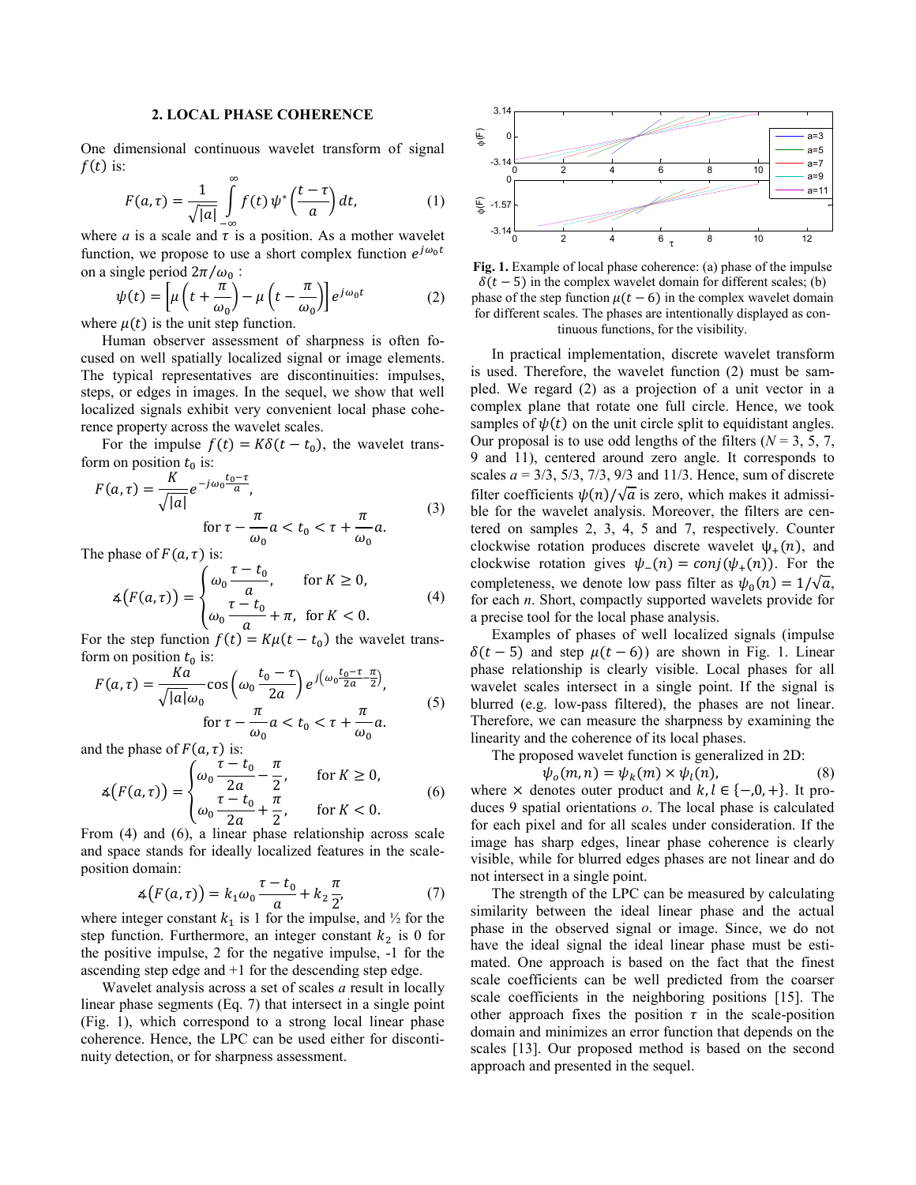## 2. LOCAL PHASE COHERENCE

One dimensional continuous wavelet transform of signal $f(t)$ is:

$$F(a,\tau) = \frac{1}{\sqrt{|a|}} \int_{-\infty}^{\infty} f(t)\, \psi^*\left(\frac{t-\tau}{a}\right) dt, \tag{1}$$

where *a* is a scale and $\tau$ is a position. As a mother wavelet function, we propose to use a short complex function $e^{j\omega_0 t}$ on a single period $2\pi/\omega_0$ :

$$\psi(t) = \left[\mu\left(t + \frac{\pi}{\omega_0}\right) - \mu\left(t - \frac{\pi}{\omega_0}\right)\right] e^{j\omega_0 t} \tag{2}$$

where $\mu(t)$ is the unit step function.

Human observer assessment of sharpness is often focused on well spatially localized signal or image elements. The typical representatives are discontinuities: impulses, steps, or edges in images. In the sequel, we show that well localized signals exhibit very convenient local phase coherence property across the wavelet scales.

For the impulse $f(t) = K\delta(t - t_0)$, the wavelet transform on position $t_0$ is:

$$F(a,\tau) = \frac{K}{\sqrt{|a|}} e^{-j\omega_0 \frac{t_0-\tau}{a}}, \quad \text{for } \tau - \frac{\pi}{\omega_0}a < t_0 < \tau + \frac{\pi}{\omega_0}a. \tag{3}$$

The phase of $F(a,\tau)$ is:

$$\measuredangle\big(F(a,\tau)\big) = \begin{cases} \omega_0 \dfrac{\tau - t_0}{a}, & \text{for } K \geq 0, \\ \omega_0 \dfrac{\tau - t_0}{a} + \pi, & \text{for } K < 0. \end{cases} \tag{4}$$

For the step function $f(t) = K\mu(t - t_0)$ the wavelet transform on position $t_0$ is:

$$F(a,\tau) = \frac{Ka}{\sqrt{|a|}\omega_0} \cos\left(\omega_0 \frac{t_0 - \tau}{2a}\right) e^{j\left(\omega_0 \frac{t_0-\tau}{2a} - \frac{\pi}{2}\right)}, \quad \text{for } \tau - \frac{\pi}{\omega_0}a < t_0 < \tau + \frac{\pi}{\omega_0}a. \tag{5}$$

and the phase of $F(a,\tau)$ is:

$$\measuredangle\big(F(a,\tau)\big) = \begin{cases} \omega_0 \dfrac{\tau - t_0}{2a} - \dfrac{\pi}{2}, & \text{for } K \geq 0, \\ \omega_0 \dfrac{\tau - t_0}{2a} + \dfrac{\pi}{2}, & \text{for } K < 0. \end{cases} \tag{6}$$

From (4) and (6), a linear phase relationship across scale and space stands for ideally localized features in the scale-position domain:

$$\measuredangle\big(F(a,\tau)\big) = k_1 \omega_0 \frac{\tau - t_0}{a} + k_2 \frac{\pi}{2}, \tag{7}$$

where integer constant $k_1$ is 1 for the impulse, and ½ for the step function. Furthermore, an integer constant $k_2$ is 0 for the positive impulse, 2 for the negative impulse, -1 for the ascending step edge and +1 for the descending step edge.

Wavelet analysis across a set of scales *a* result in locally linear phase segments (Eq. 7) that intersect in a single point (Fig. 1), which correspond to a strong local linear phase coherence. Hence, the LPC can be used either for discontinuity detection, or for sharpness assessment.

**Fig. 1.** Example of local phase coherence: (a) phase of the impulse $\delta(t-5)$ in the complex wavelet domain for different scales; (b) phase of the step function $\mu(t-6)$ in the complex wavelet domain for different scales. The phases are intentionally displayed as continuous functions, for the visibility.

In practical implementation, discrete wavelet transform is used. Therefore, the wavelet function (2) must be sampled. We regard (2) as a projection of a unit vector in a complex plane that rotate one full circle. Hence, we took samples of $\psi(t)$ on the unit circle split to equidistant angles. Our proposal is to use odd lengths of the filters (*N* = 3, 5, 7, 9 and 11), centered around zero angle. It corresponds to scales *a* = 3/3, 5/3, 7/3, 9/3 and 11/3. Hence, sum of discrete filter coefficients $\psi(n)/\sqrt{a}$ is zero, which makes it admissible for the wavelet analysis. Moreover, the filters are centered on samples 2, 3, 4, 5 and 7, respectively. Counter clockwise rotation produces discrete wavelet $\psi_+(n)$, and clockwise rotation gives $\psi_-(n) = conj(\psi_+(n))$. For the completeness, we denote low pass filter as $\psi_0(n) = 1/\sqrt{a}$, for each *n*. Short, compactly supported wavelets provide for a precise tool for the local phase analysis.

Examples of phases of well localized signals (impulse $\delta(t-5)$ and step $\mu(t-6)$) are shown in Fig. 1. Linear phase relationship is clearly visible. Local phases for all wavelet scales intersect in a single point. If the signal is blurred (e.g. low-pass filtered), the phases are not linear. Therefore, we can measure the sharpness by examining the linearity and the coherence of its local phases.

The proposed wavelet function is generalized in 2D:

$$\psi_o(m,n) = \psi_k(m) \times \psi_l(n), \tag{8}$$

where $\times$ denotes outer product and $k, l \in \{-, 0, +\}$. It produces 9 spatial orientations *o*. The local phase is calculated for each pixel and for all scales under consideration. If the image has sharp edges, linear phase coherence is clearly visible, while for blurred edges phases are not linear and do not intersect in a single point.

The strength of the LPC can be measured by calculating similarity between the ideal linear phase and the actual phase in the observed signal or image. Since, we do not have the ideal signal the ideal linear phase must be estimated. One approach is based on the fact that the finest scale coefficients can be well predicted from the coarser scale coefficients in the neighboring positions [15]. The other approach fixes the position $\tau$ in the scale-position domain and minimizes an error function that depends on the scales [13]. Our proposed method is based on the second approach and presented in the sequel.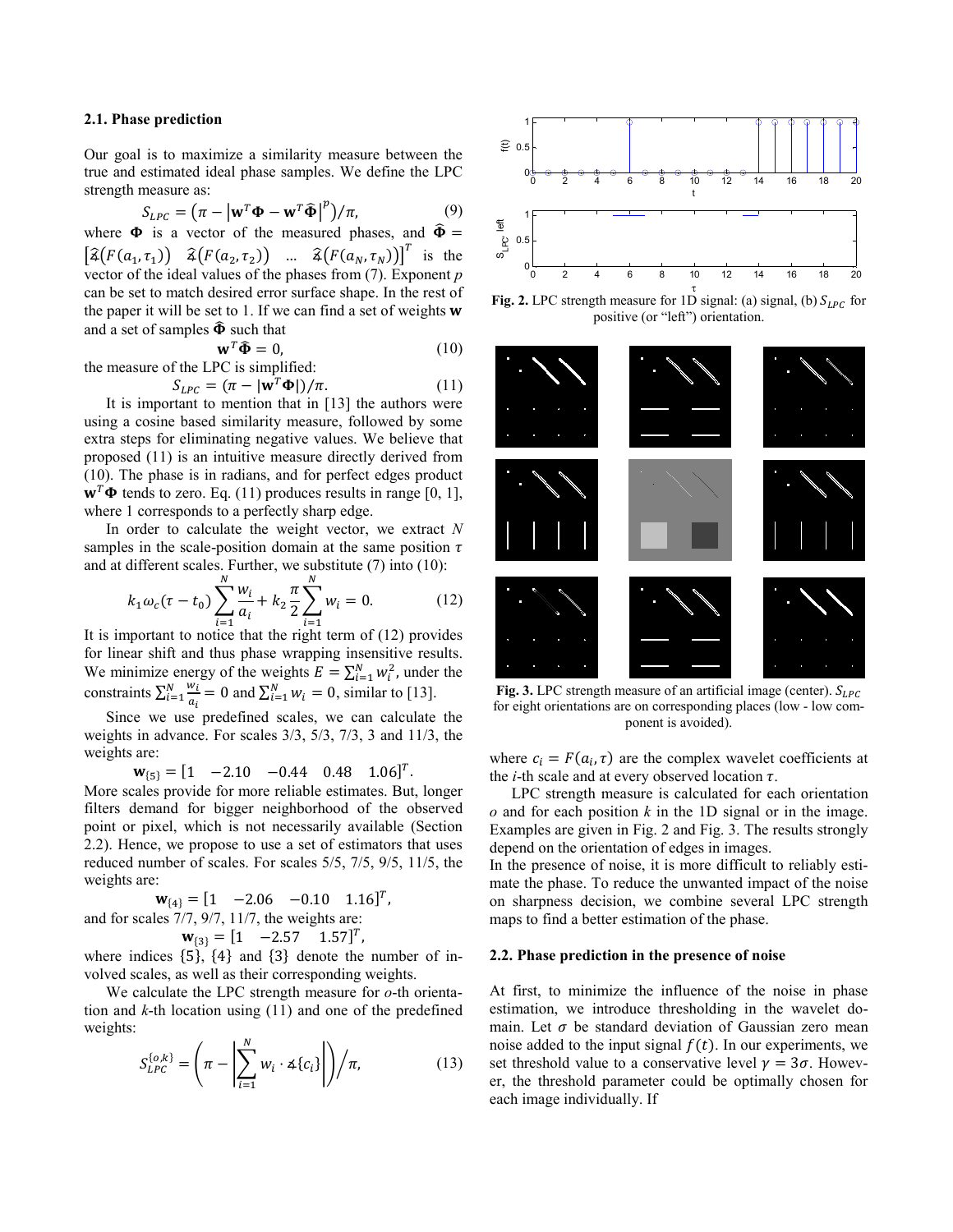### 2.1. Phase prediction

Our goal is to maximize a similarity measure between the true and estimated ideal phase samples. We define the LPC strength measure as:

$$S_{LPC} = \left(\pi - \left|\mathbf{w}^T\mathbf{\Phi} - \mathbf{w}^T\widehat{\mathbf{\Phi}}\right|^p\right)/\pi, \tag{9}$$

where $\mathbf{\Phi}$ is a vector of the measured phases, and $\widehat{\mathbf{\Phi}} = \left[\widehat{\measuredangle}\left(F(a_1,\tau_1)\right) \quad \widehat{\measuredangle}\left(F(a_2,\tau_2)\right) \quad \ldots \quad \widehat{\measuredangle}\left(F(a_N,\tau_N)\right)\right]^T$ is the vector of the ideal values of the phases from (7). Exponent $p$ can be set to match desired error surface shape. In the rest of the paper it will be set to 1. If we can find a set of weights $\mathbf{w}$ and a set of samples $\widehat{\mathbf{\Phi}}$ such that

$$\mathbf{w}^T\widehat{\mathbf{\Phi}} = 0, \tag{10}$$

the measure of the LPC is simplified:

$$S_{LPC} = (\pi - |\mathbf{w}^T\mathbf{\Phi}|)/\pi. \tag{11}$$

It is important to mention that in [13] the authors were using a cosine based similarity measure, followed by some extra steps for eliminating negative values. We believe that proposed (11) is an intuitive measure directly derived from (10). The phase is in radians, and for perfect edges product $\mathbf{w}^T\mathbf{\Phi}$ tends to zero. Eq. (11) produces results in range [0, 1], where 1 corresponds to a perfectly sharp edge.

In order to calculate the weight vector, we extract $N$ samples in the scale-position domain at the same position $\tau$ and at different scales. Further, we substitute (7) into (10):

$$k_1\omega_c(\tau - t_0)\sum_{i=1}^{N}\frac{w_i}{a_i} + k_2\frac{\pi}{2}\sum_{i=1}^{N}w_i = 0. \tag{12}$$

It is important to notice that the right term of (12) provides for linear shift and thus phase wrapping insensitive results. We minimize energy of the weights $E = \sum_{i=1}^{N}w_i^2$, under the constraints $\sum_{i=1}^{N}\frac{w_i}{a_i} = 0$ and $\sum_{i=1}^{N}w_i = 0$, similar to [13].

Since we use predefined scales, we can calculate the weights in advance. For scales 3/3, 5/3, 7/3, 3 and 11/3, the weights are:

$$\mathbf{w}_{\{5\}} = [1 \quad -2.10 \quad -0.44 \quad 0.48 \quad 1.06]^T.$$

More scales provide for more reliable estimates. But, longer filters demand for bigger neighborhood of the observed point or pixel, which is not necessarily available (Section 2.2). Hence, we propose to use a set of estimators that uses reduced number of scales. For scales 5/5, 7/5, 9/5, 11/5, the weights are:

$$\mathbf{w}_{\{4\}} = [1 \quad -2.06 \quad -0.10 \quad 1.16]^T,$$

and for scales 7/7, 9/7, 11/7, the weights are:

$$\mathbf{w}_{\{3\}} = [1 \quad -2.57 \quad 1.57]^T,$$

where indices {5}, {4} and {3} denote the number of involved scales, as well as their corresponding weights.

We calculate the LPC strength measure for $o$-th orientation and $k$-th location using (11) and one of the predefined weights:

$$S_{LPC}^{\{o,k\}} = \left(\pi - \left|\sum_{i=1}^{N} w_i \cdot \measuredangle\{c_i\}\right|\right)\Big/\pi, \tag{13}$$

where $c_i = F(a_i, \tau)$ are the complex wavelet coefficients at the $i$-th scale and at every observed location $\tau$.

LPC strength measure is calculated for each orientation $o$ and for each position $k$ in the 1D signal or in the image. Examples are given in Fig. 2 and Fig. 3. The results strongly depend on the orientation of edges in images.

In the presence of noise, it is more difficult to reliably estimate the phase. To reduce the unwanted impact of the noise on sharpness decision, we combine several LPC strength maps to find a better estimation of the phase.

**Fig. 2.** LPC strength measure for 1D signal: (a) signal, (b) $S_{LPC}$ for positive (or "left") orientation.

**Fig. 3.** LPC strength measure of an artificial image (center). $S_{LPC}$ for eight orientations are on corresponding places (low - low component is avoided).

### 2.2. Phase prediction in the presence of noise

At first, to minimize the influence of the noise in phase estimation, we introduce thresholding in the wavelet domain. Let $\sigma$ be standard deviation of Gaussian zero mean noise added to the input signal $f(t)$. In our experiments, we set threshold value to a conservative level $\gamma = 3\sigma$. However, the threshold parameter could be optimally chosen for each image individually. If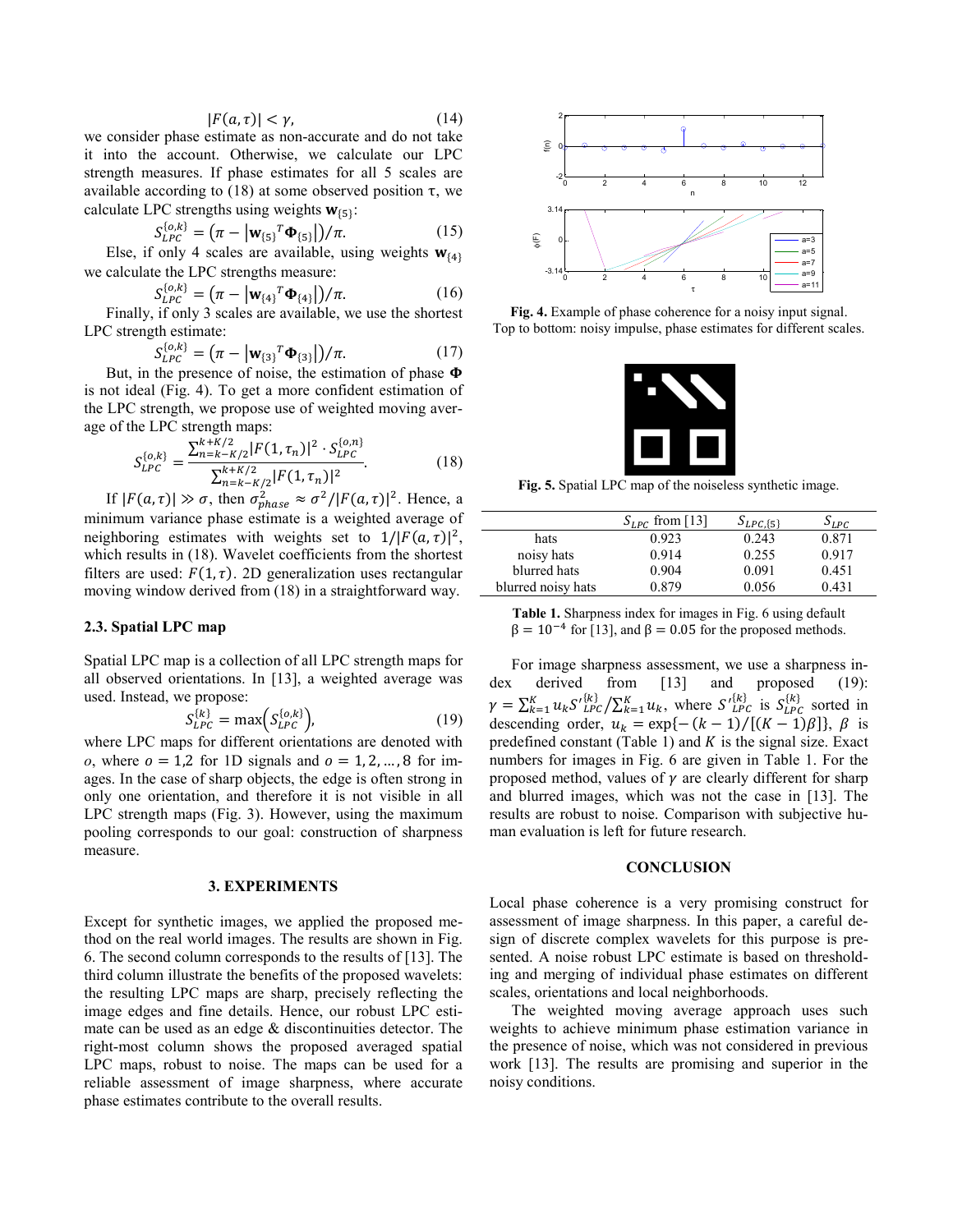$$|F(a,\tau)| < \gamma, \tag{14}$$

we consider phase estimate as non-accurate and do not take it into the account. Otherwise, we calculate our LPC strength measures. If phase estimates for all 5 scales are available according to (18) at some observed position τ, we calculate LPC strengths using weights $\mathbf{w}_{\{5\}}$:

$$S_{LPC}^{\{o,k\}} = \left(\pi - \left|\mathbf{w}_{\{5\}}{}^{T}\mathbf{\Phi}_{\{5\}}\right|\right)/\pi. \tag{15}$$

Else, if only 4 scales are available, using weights $\mathbf{w}_{\{4\}}$ we calculate the LPC strengths measure:

$$S_{LPC}^{\{o,k\}} = \left(\pi - \left|\mathbf{w}_{\{4\}}{}^{T}\mathbf{\Phi}_{\{4\}}\right|\right)/\pi. \tag{16}$$

Finally, if only 3 scales are available, we use the shortest LPC strength estimate:

$$S_{LPC}^{\{o,k\}} = \left(\pi - \left|\mathbf{w}_{\{3\}}{}^{T}\mathbf{\Phi}_{\{3\}}\right|\right)/\pi. \tag{17}$$

But, in the presence of noise, the estimation of phase $\mathbf{\Phi}$ is not ideal (Fig. 4). To get a more confident estimation of the LPC strength, we propose use of weighted moving average of the LPC strength maps:

$$S_{LPC}^{\{o,k\}} = \frac{\sum_{n=k-K/2}^{k+K/2} |F(1,\tau_n)|^2 \cdot S_{LPC}^{\{o,n\}}}{\sum_{n=k-K/2}^{k+K/2} |F(1,\tau_n)|^2}. \tag{18}$$

If $|F(a,\tau)| \gg \sigma$, then $\sigma_{phase}^2 \approx \sigma^2/|F(a,\tau)|^2$. Hence, a minimum variance phase estimate is a weighted average of neighboring estimates with weights set to $1/|F(a,\tau)|^2$, which results in (18). Wavelet coefficients from the shortest filters are used: $F(1,\tau)$. 2D generalization uses rectangular moving window derived from (18) in a straightforward way.

### 2.3. Spatial LPC map

Spatial LPC map is a collection of all LPC strength maps for all observed orientations. In [13], a weighted average was used. Instead, we propose:

$$S_{LPC}^{\{k\}} = \max\left(S_{LPC}^{\{o,k\}}\right), \tag{19}$$

where LPC maps for different orientations are denoted with $o$, where $o = 1,2$ for 1D signals and $o = 1, 2, \ldots, 8$ for images. In the case of sharp objects, the edge is often strong in only one orientation, and therefore it is not visible in all LPC strength maps (Fig. 3). However, using the maximum pooling corresponds to our goal: construction of sharpness measure.

## 3. EXPERIMENTS

Except for synthetic images, we applied the proposed method on the real world images. The results are shown in Fig. 6. The second column corresponds to the results of [13]. The third column illustrate the benefits of the proposed wavelets: the resulting LPC maps are sharp, precisely reflecting the image edges and fine details. Hence, our robust LPC estimate can be used as an edge & discontinuities detector. The right-most column shows the proposed averaged spatial LPC maps, robust to noise. The maps can be used for a reliable assessment of image sharpness, where accurate phase estimates contribute to the overall results.

**Fig. 4.** Example of phase coherence for a noisy input signal. Top to bottom: noisy impulse, phase estimates for different scales.

**Fig. 5.** Spatial LPC map of the noiseless synthetic image.

| | $S_{LPC}$ from [13] | $S_{LPC,\{5\}}$ | $S_{LPC}$ |
|---|---|---|---|
| hats | 0.923 | 0.243 | 0.871 |
| noisy hats | 0.914 | 0.255 | 0.917 |
| blurred hats | 0.904 | 0.091 | 0.451 |
| blurred noisy hats | 0.879 | 0.056 | 0.431 |

**Table 1.** Sharpness index for images in Fig. 6 using default $\beta = 10^{-4}$ for [13], and $\beta = 0.05$ for the proposed methods.

For image sharpness assessment, we use a sharpness index derived from [13] and proposed (19): $\gamma = \sum_{k=1}^{K} u_k S'^{\{k\}}_{LPC} / \sum_{k=1}^{K} u_k$, where $S'^{\{k\}}_{LPC}$ is $S_{LPC}^{\{k\}}$ sorted in descending order, $u_k = \exp\{-(k-1)/[(K-1)\beta]\}$, $\beta$ is predefined constant (Table 1) and $K$ is the signal size. Exact numbers for images in Fig. 6 are given in Table 1. For the proposed method, values of $\gamma$ are clearly different for sharp and blurred images, which was not the case in [13]. The results are robust to noise. Comparison with subjective human evaluation is left for future research.

## CONCLUSION

Local phase coherence is a very promising construct for assessment of image sharpness. In this paper, a careful design of discrete complex wavelets for this purpose is presented. A noise robust LPC estimate is based on thresholding and merging of individual phase estimates on different scales, orientations and local neighborhoods.

The weighted moving average approach uses such weights to achieve minimum phase estimation variance in the presence of noise, which was not considered in previous work [13]. The results are promising and superior in the noisy conditions.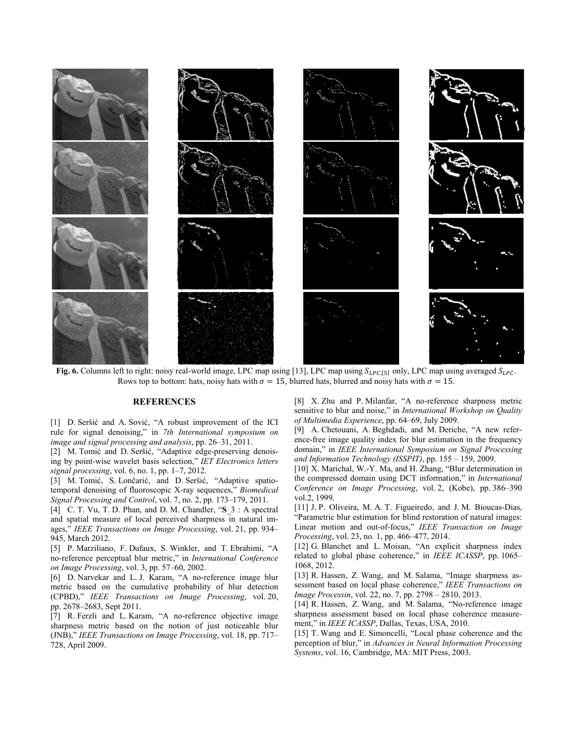**Fig. 6.** Columns left to right: noisy real-world image, LPC map using [13], LPC map using $S_{LPC,\{5\}}$ only, LPC map using averaged $S_{LPC}$. Rows top to bottom: hats, noisy hats with $\sigma = 15$, blurred hats, blurred and noisy hats with $\sigma = 15$.

## REFERENCES

[1] D. Seršić and A. Sović, "A robust improvement of the ICI rule for signal denoising," in *7th International symposium on image and signal processing and analysis*, pp. 26–31, 2011.

[2] M. Tomić and D. Seršić, "Adaptive edge-preserving denoising by point-wise wavelet basis selection," *IET Electronics letters signal processing*, vol. 6, no. 1, pp. 1–7, 2012.

[3] M. Tomić, S. Lončarić, and D. Seršić, "Adaptive spatio-temporal denoising of fluoroscopic X-ray sequences," *Biomedical Signal Processing and Control*, vol. 7, no. 2, pp. 173–179, 2011.

[4] C. T. Vu, T. D. Phan, and D. M. Chandler, "**S**_3 : A spectral and spatial measure of local perceived sharpness in natural images," *IEEE Transactions on Image Processing*, vol. 21, pp. 934–945, March 2012.

[5] P. Marziliano, F. Dufaux, S. Winkler, and T. Ebrahimi, "A no-reference perceptual blur metric," in *International Conference on Image Processing*, vol. 3, pp. 57–60, 2002.

[6] D. Narvekar and L. J. Karam, "A no-reference image blur metric based on the cumulative probability of blur detection (CPBD)," *IEEE Transactions on Image Processing*, vol. 20, pp. 2678–2683, Sept 2011.

[7] R. Ferzli and L. Karam, "A no-reference objective image sharpness metric based on the notion of just noticeable blur (JNB)," *IEEE Transactions on Image Processing*, vol. 18, pp. 717–728, April 2009.

[8] X. Zhu and P. Milanfar, "A no-reference sharpness metric sensitive to blur and noise," in *International Workshop on Quality of Multimedia Experience*, pp. 64–69, July 2009.

[9] A. Chetouani, A. Beghdadi, and M. Deriche, "A new reference-free image quality index for blur estimation in the frequency domain," in *IEEE International Symposium on Signal Processing and Information Technology (ISSPIT)*, pp. 155 – 159, 2009.

[10] X. Marichal, W.-Y. Ma, and H. Zhang, "Blur determination in the compressed domain using DCT information," in *International Conference on Image Processing*, vol. 2, (Kobe), pp. 386–390 vol.2, 1999.

[11] J. P. Oliveira, M. A. T. Figueiredo, and J. M. Bioucas-Dias, "Parametric blur estimation for blind restoration of natural images: Linear motion and out-of-focus," *IEEE Transaction on Image Processing*, vol. 23, no. 1, pp. 466–477, 2014.

[12] G. Blanchet and L. Moisan, "An explicit sharpness index related to global phase coherence," in *IEEE ICASSP*, pp. 1065–1068, 2012.

[13] R. Hassen, Z. Wang, and M. Salama, "Image sharpness assessment based on local phase coherence," *IEEE Transactions on Image Processin*, vol. 22, no. 7, pp. 2798 – 2810, 2013.

[14] R. Hassen, Z. Wang, and M. Salama, "No-reference image sharpness assessment based on local phase coherence measurement," in *IEEE ICASSP*, Dallas, Texas, USA, 2010.

[15] T. Wang and E. Simoncelli, "Local phase coherence and the perception of blur," in *Advances in Neural Information Processing Systems*, vol. 16, Cambridge, MA: MIT Press, 2003.